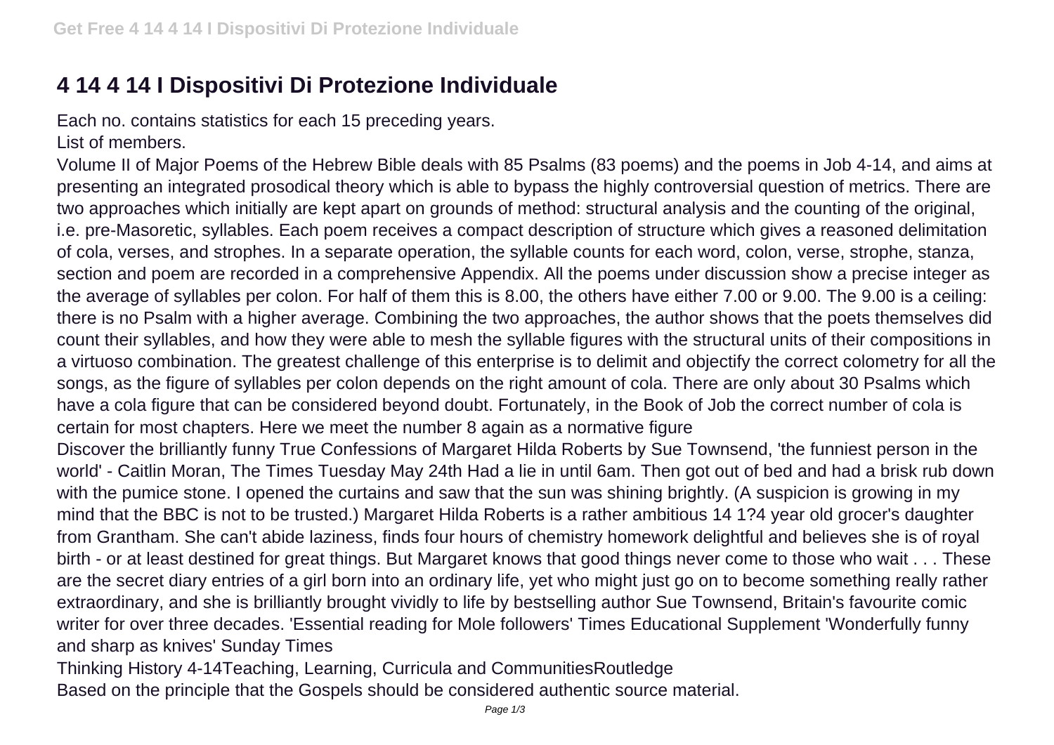# 4 14 4 14 I Dispositivi Di Protezione Individuale

Each no. contains statistics for each 15 preceding years.

List of members.

Volume II of Major Poems of the Hebrew Bible deals with 85 Psalms (83 poems) and the poems in Job 4-14, and aims at presenting an integrated prosodical theory which is able to bypass the highly controversial question of metrics. There are two approaches which initially are kept apart on grounds of method: structural analysis and the counting of the original, i.e. pre-Masoretic, syllables. Each poem receives a compact description of structure which gives a reasoned delimitation of cola, verses, and strophes. In a separate operation, the syllable counts for each word, colon, verse, strophe, stanza, section and poem are recorded in a comprehensive Appendix. All the poems under discussion show a precise integer as the average of syllables per colon. For half of them this is 8.00, the others have either 7.00 or 9.00. The 9.00 is a ceiling: there is no Psalm with a higher average. Combining the two approaches, the author shows that the poets themselves did count their syllables, and how they were able to mesh the syllable figures with the structural units of their compositions in a virtuoso combination. The greatest challenge of this enterprise is to delimit and objectify the correct colometry for all the songs, as the figure of syllables per colon depends on the right amount of cola. There are only about 30 Psalms which have a cola figure that can be considered beyond doubt. Fortunately, in the Book of Job the correct number of cola is certain for most chapters. Here we meet the number 8 again as a normative figure

Discover the brilliantly funny True Confessions of Margaret Hilda Roberts by Sue Townsend, 'the funniest person in the world' - Caitlin Moran, The Times Tuesday May 24th Had a lie in until 6am. Then got out of bed and had a brisk rub down with the pumice stone. I opened the curtains and saw that the sun was shining brightly. (A suspicion is growing in my mind that the BBC is not to be trusted.) Margaret Hilda Roberts is a rather ambitious 14 1?4 year old grocer's daughter from Grantham. She can't abide laziness, finds four hours of chemistry homework delightful and believes she is of royal birth - or at least destined for great things. But Margaret knows that good things never come to those who wait . . . These are the secret diary entries of a girl born into an ordinary life, yet who might just go on to become something really rather extraordinary, and she is brilliantly brought vividly to life by bestselling author Sue Townsend, Britain's favourite comic writer for over three decades. 'Essential reading for Mole followers' Times Educational Supplement 'Wonderfully funny and sharp as knives' Sunday Times

Thinking History 4-14Teaching, Learning, Curricula and CommunitiesRoutledge

Based on the principle that the Gospels should be considered authentic source material.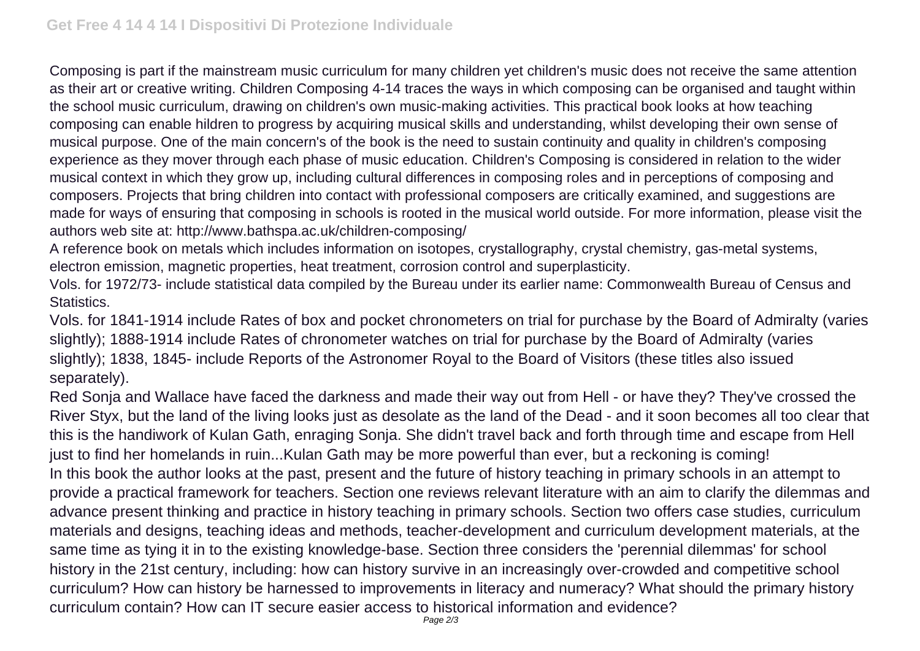Composing is part if the mainstream music curriculum for many children yet children's music does not receive the same attention as their art or creative writing. Children Composing 4-14 traces the ways in which composing can be organised and taught within the school music curriculum, drawing on children's own music-making activities. This practical book looks at how teaching composing can enable hildren to progress by acquiring musical skills and understanding, whilst developing their own sense of musical purpose. One of the main concern's of the book is the need to sustain continuity and quality in children's composing experience as they mover through each phase of music education. Children's Composing is considered in relation to the wider musical context in which they grow up, including cultural differences in composing roles and in perceptions of composing and composers. Projects that bring children into contact with professional composers are critically examined, and suggestions are made for ways of ensuring that composing in schools is rooted in the musical world outside. For more information, please visit the authors web site at: http://www.bathspa.ac.uk/children-composing/

A reference book on metals which includes information on isotopes, crystallography, crystal chemistry, gas-metal systems, electron emission, magnetic properties, heat treatment, corrosion control and superplasticity.

Vols. for 1972/73- include statistical data compiled by the Bureau under its earlier name: Commonwealth Bureau of Census and Statistics.

Vols. for 1841-1914 include Rates of box and pocket chronometers on trial for purchase by the Board of Admiralty (varies slightly); 1888-1914 include Rates of chronometer watches on trial for purchase by the Board of Admiralty (varies slightly); 1838, 1845- include Reports of the Astronomer Royal to the Board of Visitors (these titles also issued separately).

Red Sonja and Wallace have faced the darkness and made their way out from Hell - or have they? They've crossed the River Styx, but the land of the living looks just as desolate as the land of the Dead - and it soon becomes all too clear that this is the handiwork of Kulan Gath, enraging Sonja. She didn't travel back and forth through time and escape from Hell just to find her homelands in ruin...Kulan Gath may be more powerful than ever, but a reckoning is coming!

In this book the author looks at the past, present and the future of history teaching in primary schools in an attempt to provide a practical framework for teachers. Section one reviews relevant literature with an aim to clarify the dilemmas and advance present thinking and practice in history teaching in primary schools. Section two offers case studies, curriculum materials and designs, teaching ideas and methods, teacher-development and curriculum development materials, at the same time as tying it in to the existing knowledge-base. Section three considers the 'perennial dilemmas' for school history in the 21st century, including: how can history survive in an increasingly over-crowded and competitive school curriculum? How can history be harnessed to improvements in literacy and numeracy? What should the primary history curriculum contain? How can IT secure easier access to historical information and evidence?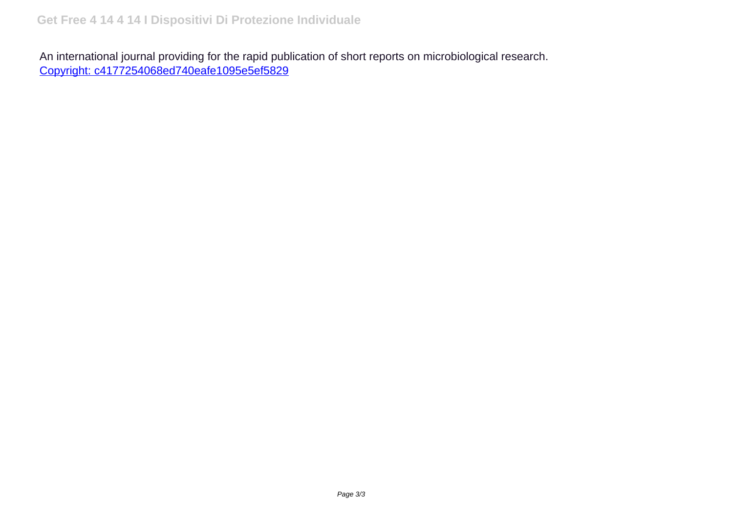An international journal providing for the rapid publication of short reports on microbiological research.
Copyright: c4177254068ed740eafe1095e5ef5829